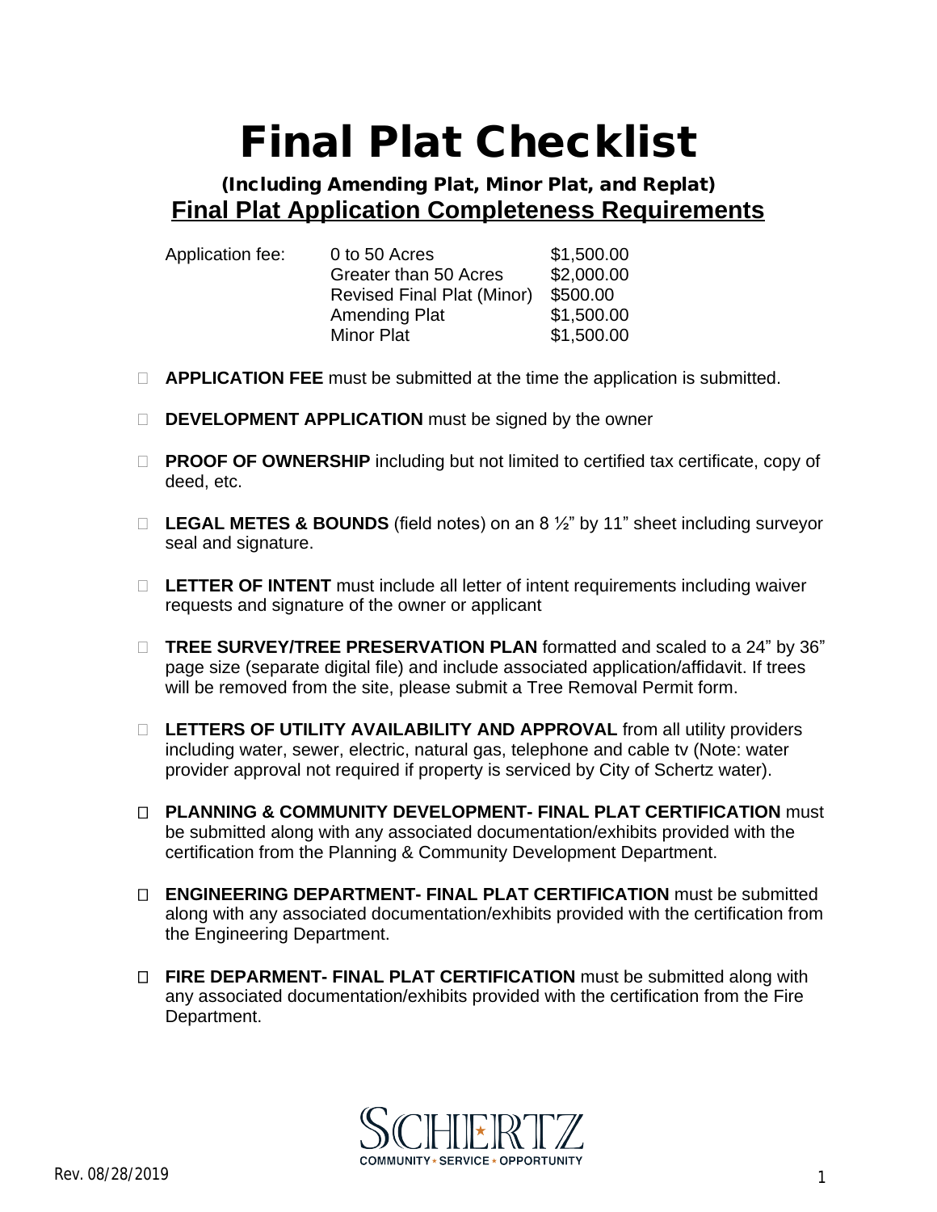# Final Plat Checklist

### (Including Amending Plat, Minor Plat, and Replat)

## Final Plat Application Completeness Requirements

| Application fee: | 0 to 50 Acres | \$1,500.00 |
|---|---|---|
| | Greater than 50 Acres | \$2,000.00 |
| | Revised Final Plat (Minor) | \$500.00 |
| | Amending Plat | \$1,500.00 |
| | Minor Plat | \$1,500.00 |

- ☐ **APPLICATION FEE** must be submitted at the time the application is submitted.

- ☐ **DEVELOPMENT APPLICATION** must be signed by the owner

- ☐ **PROOF OF OWNERSHIP** including but not limited to certified tax certificate, copy of deed, etc.

- ☐ **LEGAL METES & BOUNDS** (field notes) on an 8 ½" by 11" sheet including surveyor seal and signature.

- ☐ **LETTER OF INTENT** must include all letter of intent requirements including waiver requests and signature of the owner or applicant

- ☐ **TREE SURVEY/TREE PRESERVATION PLAN** formatted and scaled to a 24" by 36" page size (separate digital file) and include associated application/affidavit. If trees will be removed from the site, please submit a Tree Removal Permit form.

- ☐ **LETTERS OF UTILITY AVAILABILITY AND APPROVAL** from all utility providers including water, sewer, electric, natural gas, telephone and cable tv (Note: water provider approval not required if property is serviced by City of Schertz water).

- ☐ **PLANNING & COMMUNITY DEVELOPMENT- FINAL PLAT CERTIFICATION** must be submitted along with any associated documentation/exhibits provided with the certification from the Planning & Community Development Department.

- ☐ **ENGINEERING DEPARTMENT- FINAL PLAT CERTIFICATION** must be submitted along with any associated documentation/exhibits provided with the certification from the Engineering Department.

- ☐ **FIRE DEPARMENT- FINAL PLAT CERTIFICATION** must be submitted along with any associated documentation/exhibits provided with the certification from the Fire Department.

SCHERTZ
COMMUNITY ★ SERVICE ★ OPPORTUNITY

Rev. 08/28/2019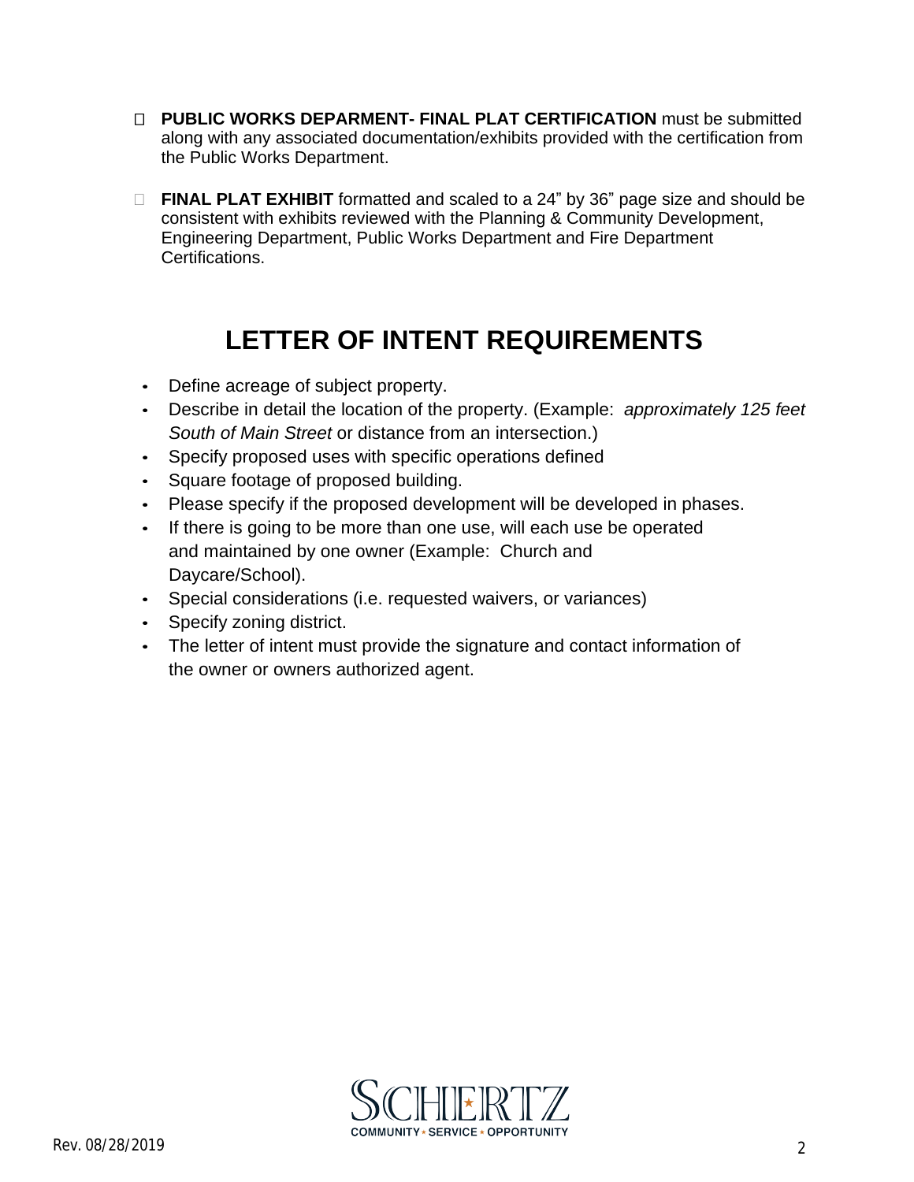- **PUBLIC WORKS DEPARMENT- FINAL PLAT CERTIFICATION** must be submitted along with any associated documentation/exhibits provided with the certification from the Public Works Department.

- **FINAL PLAT EXHIBIT** formatted and scaled to a 24" by 36" page size and should be consistent with exhibits reviewed with the Planning & Community Development, Engineering Department, Public Works Department and Fire Department Certifications.

# LETTER OF INTENT REQUIREMENTS

- Define acreage of subject property.
- Describe in detail the location of the property. (Example: *approximately 125 feet South of Main Street* or distance from an intersection.)
- Specify proposed uses with specific operations defined
- Square footage of proposed building.
- Please specify if the proposed development will be developed in phases.
- If there is going to be more than one use, will each use be operated and maintained by one owner (Example: Church and Daycare/School).
- Special considerations (i.e. requested waivers, or variances)
- Specify zoning district.
- The letter of intent must provide the signature and contact information of the owner or owners authorized agent.